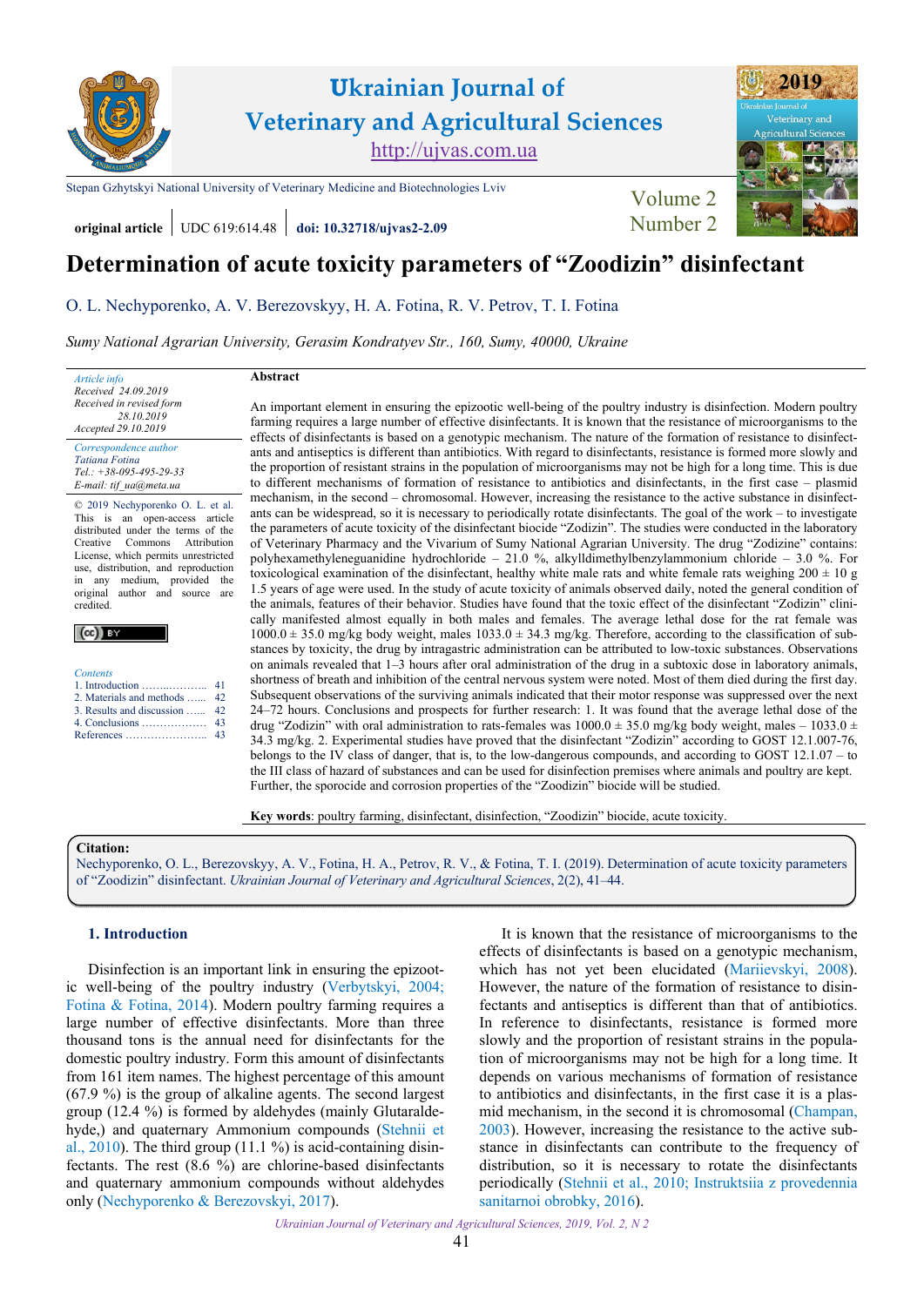Ukrainian Journal of Veterinary and Agricultural Sciences
http://ujvas.com.ua

Stepan Gzhytskyi National University of Veterinary Medicine and Biotechnologies Lviv

Volume 2
Number 2

**original article** | UDC 619:614.48 | **doi: 10.32718/ujvas2-2.09**

# Determination of acute toxicity parameters of "Zoodizin" disinfectant

O. L. Nechyporenko, A. V. Berezovskyy, H. A. Fotina, R. V. Petrov, T. I. Fotina

*Sumy National Agrarian University, Gerasim Kondratyev Str., 160, Sumy, 40000, Ukraine*

*Article info*
Received 24.09.2019
Received in revised form 28.10.2019
Accepted 29.10.2019

*Correspondence author*
*Tatiana Fotina*
*Tel.: +38-095-495-29-33*
*E-mail: tif_ua@meta.ua*

© 2019 Nechyporenko O. L. et al. This is an open-access article distributed under the terms of the Creative Commons Attribution License, which permits unrestricted use, distribution, and reproduction in any medium, provided the original author and source are credited.

*Contents*
1. Introduction ........................ 41
2. Materials and methods ...... 42
3. Results and discussion ...... 42
4. Conclusions ....................... 43
References ........................... 43

**Abstract**

An important element in ensuring the epizootic well-being of the poultry industry is disinfection. Modern poultry farming requires a large number of effective disinfectants. It is known that the resistance of microorganisms to the effects of disinfectants is based on a genotypic mechanism. The nature of the formation of resistance to disinfectants and antiseptics is different than antibiotics. With regard to disinfectants, resistance is formed more slowly and the proportion of resistant strains in the population of microorganisms may not be high for a long time. This is due to different mechanisms of formation of resistance to antibiotics and disinfectants, in the first case – plasmid mechanism, in the second – chromosomal. However, increasing the resistance to the active substance in disinfectants can be widespread, so it is necessary to periodically rotate disinfectants. The goal of the work – to investigate the parameters of acute toxicity of the disinfectant biocide "Zodizin". The studies were conducted in the laboratory of Veterinary Pharmacy and the Vivarium of Sumy National Agrarian University. The drug "Zodizine" contains: polyhexamethyleneguanidine hydrochloride – 21.0 %, alkyldimethylbenzylammonium chloride – 3.0 %. For toxicological examination of the disinfectant, healthy white male rats and white female rats weighing 200 ± 10 g 1.5 years of age were used. In the study of acute toxicity of animals observed daily, noted the general condition of the animals, features of their behavior. Studies have found that the toxic effect of the disinfectant "Zodizin" clinically manifested almost equally in both males and females. The average lethal dose for the rat female was 1000.0 ± 35.0 mg/kg body weight, males 1033.0 ± 34.3 mg/kg. Therefore, according to the classification of substances by toxicity, the drug by intragastric administration can be attributed to low-toxic substances. Observations on animals revealed that 1–3 hours after oral administration of the drug in a subtoxic dose in laboratory animals, shortness of breath and inhibition of the central nervous system were noted. Most of them died during the first day. Subsequent observations of the surviving animals indicated that their motor response was suppressed over the next 24–72 hours. Conclusions and prospects for further research: 1. It was found that the average lethal dose of the drug "Zodizin" with oral administration to rats-females was 1000.0 ± 35.0 mg/kg body weight, males – 1033.0 ± 34.3 mg/kg. 2. Experimental studies have proved that the disinfectant "Zodizin" according to GOST 12.1.007-76, belongs to the IV class of danger, that is, to the low-dangerous compounds, and according to GOST 12.1.07 – to the III class of hazard of substances and can be used for disinfection premises where animals and poultry are kept. Further, the sporocide and corrosion properties of the "Zoodizin" biocide will be studied.

**Key words**: poultry farming, disinfectant, disinfection, "Zoodizin" biocide, acute toxicity.

**Citation:**
Nechyporenko, O. L., Berezovskyy, A. V., Fotina, H. A., Petrov, R. V., & Fotina, T. I. (2019). Determination of acute toxicity parameters of "Zoodizin" disinfectant. *Ukrainian Journal of Veterinary and Agricultural Sciences*, 2(2), 41–44.

## 1. Introduction

Disinfection is an important link in ensuring the epizootic well-being of the poultry industry (Verbytskyi, 2004; Fotina & Fotina, 2014). Modern poultry farming requires a large number of effective disinfectants. More than three thousand tons is the annual need for disinfectants for the domestic poultry industry. Form this amount of disinfectants from 161 item names. The highest percentage of this amount (67.9 %) is the group of alkaline agents. The second largest group (12.4 %) is formed by aldehydes (mainly Glutaraldehyde,) and quaternary Ammonium compounds (Stehnii et al., 2010). The third group (11.1 %) is acid-containing disinfectants. The rest (8.6 %) are chlorine-based disinfectants and quaternary ammonium compounds without aldehydes only (Nechyporenko & Berezovskyi, 2017).

It is known that the resistance of microorganisms to the effects of disinfectants is based on a genotypic mechanism, which has not yet been elucidated (Mariievskyi, 2008). However, the nature of the formation of resistance to disinfectants and antiseptics is different than that of antibiotics. In reference to disinfectants, resistance is formed more slowly and the proportion of resistant strains in the population of microorganisms may not be high for a long time. It depends on various mechanisms of formation of resistance to antibiotics and disinfectants, in the first case it is a plasmid mechanism, in the second it is chromosomal (Champan, 2003). However, increasing the resistance to the active substance in disinfectants can contribute to the frequency of distribution, so it is necessary to rotate the disinfectants periodically (Stehnii et al., 2010; Instruktsiia z provedennia sanitarnoi obrobky, 2016).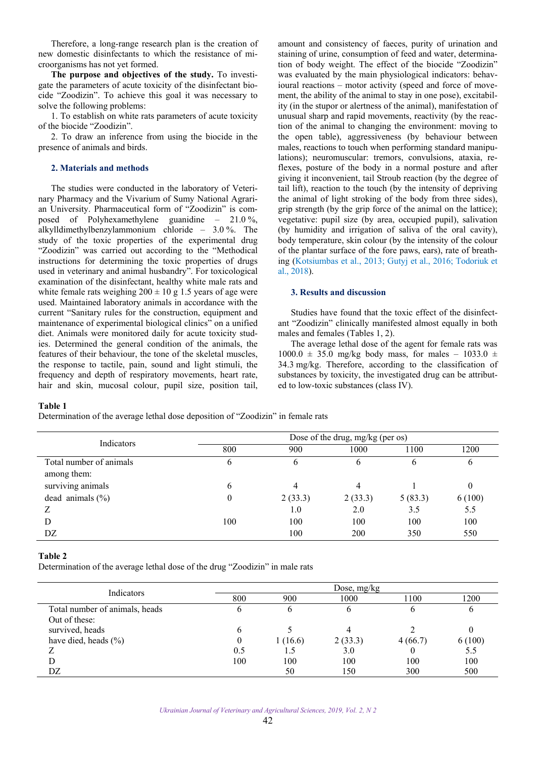Therefore, a long-range research plan is the creation of new domestic disinfectants to which the resistance of microorganisms has not yet formed.

**The purpose and objectives of the study.** To investigate the parameters of acute toxicity of the disinfectant biocide "Zoodizin". To achieve this goal it was necessary to solve the following problems:

1. To establish on white rats parameters of acute toxicity of the biocide "Zoodizin".

2. To draw an inference from using the biocide in the presence of animals and birds.

## 2. Materials and methods

The studies were conducted in the laboratory of Veterinary Pharmacy and the Vivarium of Sumy National Agrarian University. Pharmaceutical form of "Zoodizin" is composed of Polyhexamethylene guanidine – 21.0 %, alkylldimethylbenzylammonium chloride – 3.0 %. The study of the toxic properties of the experimental drug "Zoodizin" was carried out according to the "Methodical instructions for determining the toxic properties of drugs used in veterinary and animal husbandry". For toxicological examination of the disinfectant, healthy white male rats and white female rats weighing $200 \pm 10$ g 1.5 years of age were used. Maintained laboratory animals in accordance with the current "Sanitary rules for the construction, equipment and maintenance of experimental biological clinics" on a unified diet. Animals were monitored daily for acute toxicity studies. Determined the general condition of the animals, the features of their behaviour, the tone of the skeletal muscles, the response to tactile, pain, sound and light stimuli, the frequency and depth of respiratory movements, heart rate, hair and skin, mucosal colour, pupil size, position tail, amount and consistency of faeces, purity of urination and staining of urine, consumption of feed and water, determination of body weight. The effect of the biocide "Zoodizin" was evaluated by the main physiological indicators: behavioural reactions – motor activity (speed and force of movement, the ability of the animal to stay in one pose), excitability (in the stupor or alertness of the animal), manifestation of unusual sharp and rapid movements, reactivity (by the reaction of the animal to changing the environment: moving to the open table), aggressiveness (by behaviour between males, reactions to touch when performing standard manipulations); neuromuscular: tremors, convulsions, ataxia, reflexes, posture of the body in a normal posture and after giving it inconvenient, tail Stroub reaction (by the degree of tail lift), reaction to the touch (by the intensity of depriving the animal of light stroking of the body from three sides), grip strength (by the grip force of the animal on the lattice); vegetative: pupil size (by area, occupied pupil), salivation (by humidity and irrigation of saliva of the oral cavity), body temperature, skin colour (by the intensity of the colour of the plantar surface of the fore paws, ears), rate of breathing (Kotsiumbas et al., 2013; Gutyj et al., 2016; Todoriuk et al., 2018).

## 3. Results and discussion

Studies have found that the toxic effect of the disinfectant "Zoodizin" clinically manifested almost equally in both males and females (Tables 1, 2).

The average lethal dose of the agent for female rats was $1000.0 \pm 35.0$ mg/kg body mass, for males – $1033.0 \pm 34.3$ mg/kg. Therefore, according to the classification of substances by toxicity, the investigated drug can be attributed to low-toxic substances (class IV).

**Table 1**

Determination of the average lethal dose deposition of "Zoodizin" in female rats

| Indicators | Dose of the drug, mg/kg (per os) | | | | |
|---|---|---|---|---|---|
| | 800 | 900 | 1000 | 1100 | 1200 |
| Total number of animals | 6 | 6 | 6 | 6 | 6 |
| among them: | | | | | |
| surviving animals | 6 | 4 | 4 | 1 | 0 |
| dead animals (%) | 0 | 2 (33.3) | 2 (33.3) | 5 (83.3) | 6 (100) |
| Z | | 1.0 | 2.0 | 3.5 | 5.5 |
| D | 100 | 100 | 100 | 100 | 100 |
| DZ | | 100 | 200 | 350 | 550 |

**Table 2**

Determination of the average lethal dose of the drug "Zoodizin" in male rats

| Indicators | Dose, mg/kg | | | | |
|---|---|---|---|---|---|
| | 800 | 900 | 1000 | 1100 | 1200 |
| Total number of animals, heads | 6 | 6 | 6 | 6 | 6 |
| Out of these: | | | | | |
| survived, heads | 6 | 5 | 4 | 2 | 0 |
| have died, heads (%) | 0 | 1 (16.6) | 2 (33.3) | 4 (66.7) | 6 (100) |
| Z | 0.5 | 1.5 | 3.0 | 0 | 5.5 |
| D | 100 | 100 | 100 | 100 | 100 |
| DZ | | 50 | 150 | 300 | 500 |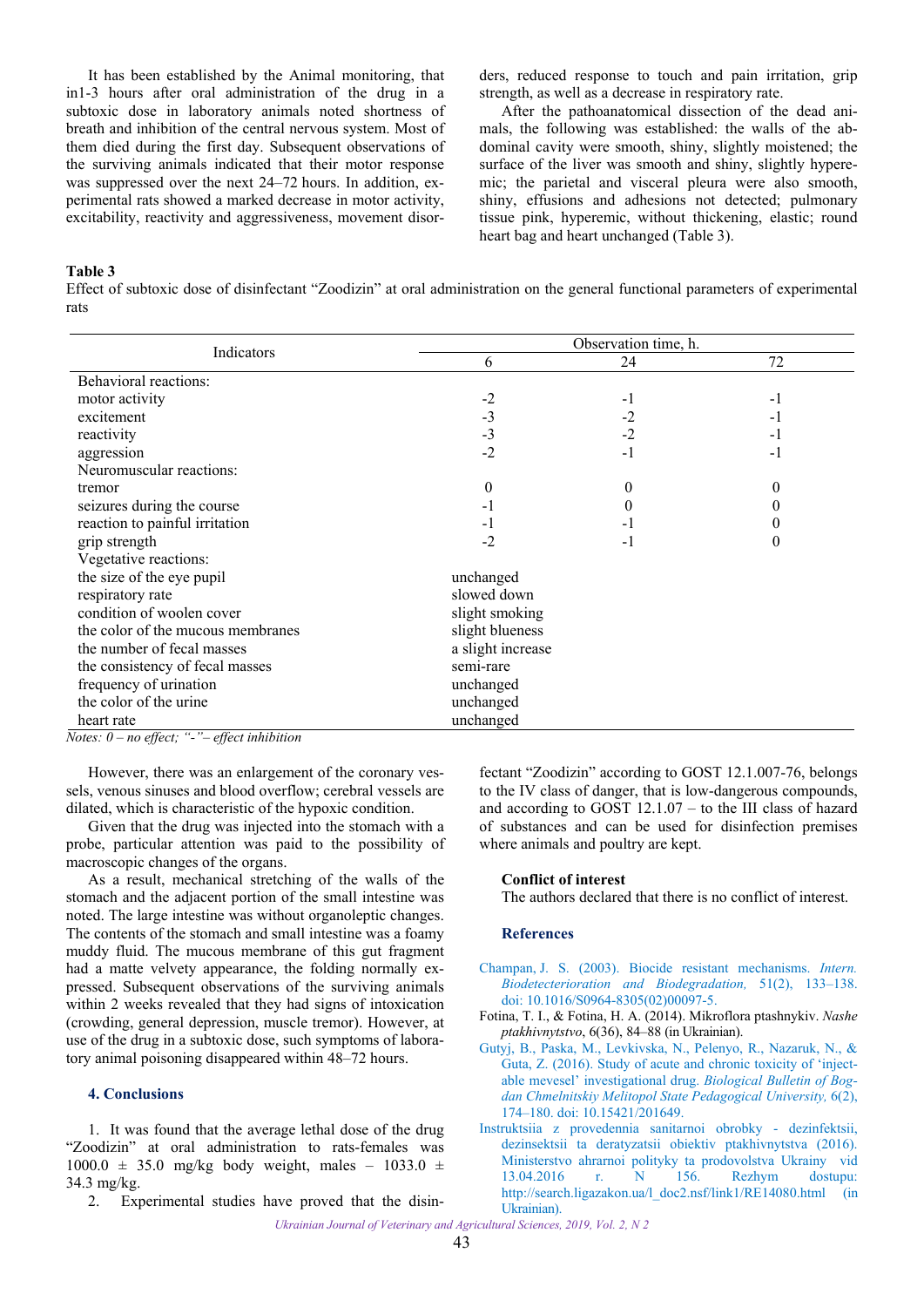It has been established by the Animal monitoring, that in1-3 hours after oral administration of the drug in a subtoxic dose in laboratory animals noted shortness of breath and inhibition of the central nervous system. Most of them died during the first day. Subsequent observations of the surviving animals indicated that their motor response was suppressed over the next 24–72 hours. In addition, experimental rats showed a marked decrease in motor activity, excitability, reactivity and aggressiveness, movement disorders, reduced response to touch and pain irritation, grip strength, as well as a decrease in respiratory rate.

After the pathoanatomical dissection of the dead animals, the following was established: the walls of the abdominal cavity were smooth, shiny, slightly moistened; the surface of the liver was smooth and shiny, slightly hyperemic; the parietal and visceral pleura were also smooth, shiny, effusions and adhesions not detected; pulmonary tissue pink, hyperemic, without thickening, elastic; round heart bag and heart unchanged (Table 3).

**Table 3**
Effect of subtoxic dose of disinfectant "Zoodizin" at oral administration on the general functional parameters of experimental rats

| Indicators | Observation time, h. | | |
|---|---|---|---|
| | 6 | 24 | 72 |
| Behavioral reactions: | | | |
| motor activity | -2 | -1 | -1 |
| excitement | -3 | -2 | -1 |
| reactivity | -3 | -2 | -1 |
| aggression | -2 | -1 | -1 |
| Neuromuscular reactions: | | | |
| tremor | 0 | 0 | 0 |
| seizures during the course | -1 | 0 | 0 |
| reaction to painful irritation | -1 | -1 | 0 |
| grip strength | -2 | -1 | 0 |
| Vegetative reactions: | | | |
| the size of the eye pupil | unchanged | | |
| respiratory rate | slowed down | | |
| condition of woolen cover | slight smoking | | |
| the color of the mucous membranes | slight blueness | | |
| the number of fecal masses | a slight increase | | |
| the consistency of fecal masses | semi-rare | | |
| frequency of urination | unchanged | | |
| the color of the urine | unchanged | | |
| heart rate | unchanged | | |

*Notes: 0 – no effect; "-"– effect inhibition*

However, there was an enlargement of the coronary vessels, venous sinuses and blood overflow; cerebral vessels are dilated, which is characteristic of the hypoxic condition.

Given that the drug was injected into the stomach with a probe, particular attention was paid to the possibility of macroscopic changes of the organs.

As a result, mechanical stretching of the walls of the stomach and the adjacent portion of the small intestine was noted. The large intestine was without organoleptic changes. The contents of the stomach and small intestine was a foamy muddy fluid. The mucous membrane of this gut fragment had a matte velvety appearance, the folding normally expressed. Subsequent observations of the surviving animals within 2 weeks revealed that they had signs of intoxication (crowding, general depression, muscle tremor). However, at use of the drug in a subtoxic dose, such symptoms of laboratory animal poisoning disappeared within 48–72 hours.

## 4. Conclusions

1. It was found that the average lethal dose of the drug "Zoodizin" at oral administration to rats-females was 1000.0 ± 35.0 mg/kg body weight, males – 1033.0 ± 34.3 mg/kg.
2. Experimental studies have proved that the disinfectant "Zoodizin" according to GOST 12.1.007-76, belongs to the IV class of danger, that is low-dangerous compounds, and according to GOST 12.1.07 – to the III class of hazard of substances and can be used for disinfection premises where animals and poultry are kept.

**Conflict of interest**

The authors declared that there is no conflict of interest.

## References

Champan, J. S. (2003). Biocide resistant mechanisms. *Intern. Biodetecterioration and Biodegradation,* 51(2), 133–138. doi: 10.1016/S0964-8305(02)00097-5.

Fotina, T. I., & Fotina, H. A. (2014). Mikroflora ptashnykiv. *Nashe ptakhivnytstvo*, 6(36), 84–88 (in Ukrainian).

Gutyj, B., Paska, M., Levkivska, N., Pelenyo, R., Nazaruk, N., & Guta, Z. (2016). Study of acute and chronic toxicity of 'injectable mevesel' investigational drug. *Biological Bulletin of Bogdan Chmelnitskiy Melitopol State Pedagogical University,* 6(2), 174–180. doi: 10.15421/201649.

Instruktsiia z provedennia sanitarnoi obrobky - dezinfektsii, dezinsektsii ta deratyzatsii obiektiv ptakhivnytstva (2016). Ministerstvo ahrarnoi polityky ta prodovolstva Ukrainy vid 13.04.2016 r. N 156. Rezhym dostupu: http://search.ligazakon.ua/l_doc2.nsf/link1/RE14080.html (in Ukrainian).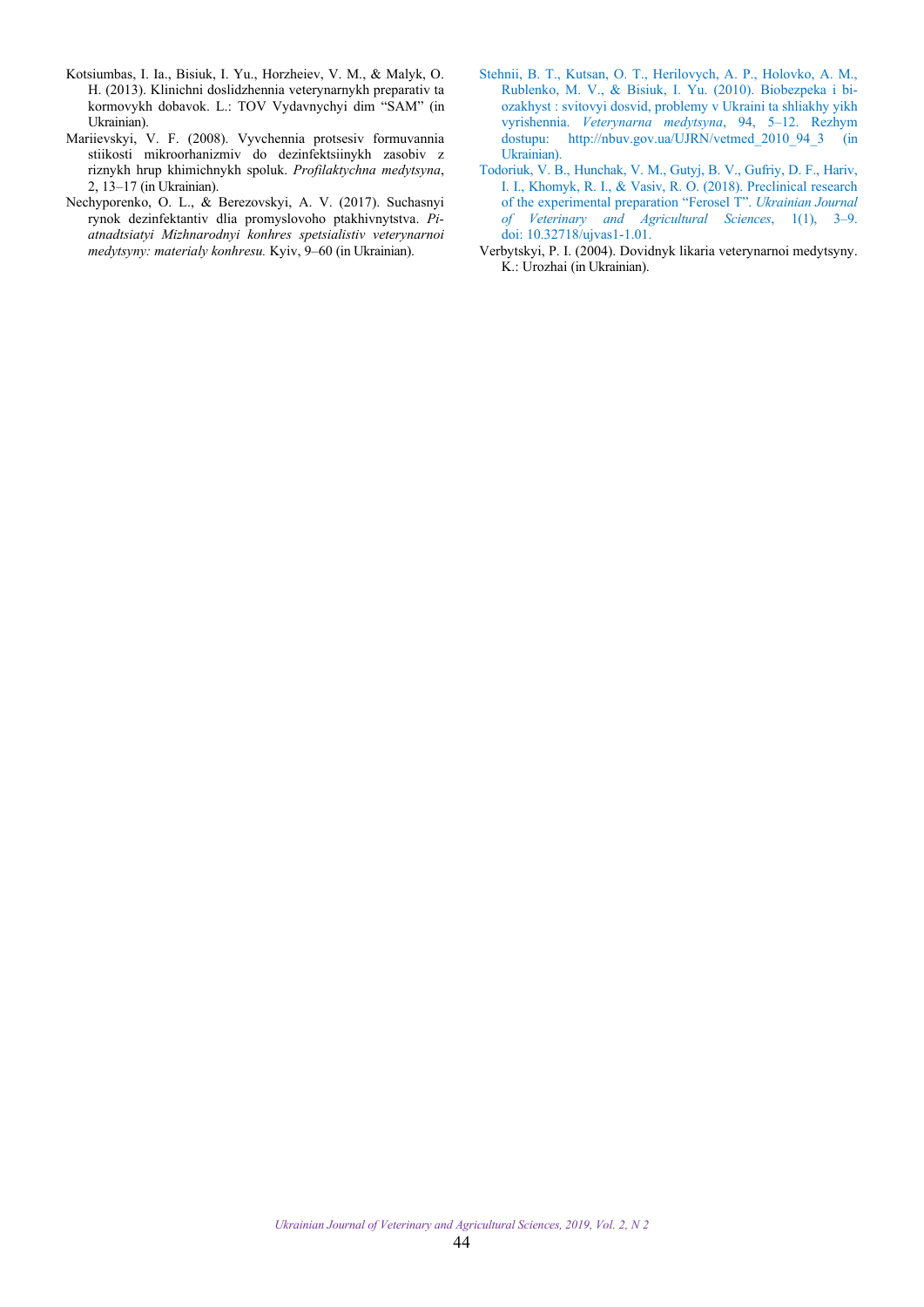Kotsiumbas, I. Ia., Bisiuk, I. Yu., Horzheiev, V. M., & Malyk, O. H. (2013). Klinichni doslidzhennia veterynarnykh preparativ ta kormovykh dobavok. L.: TOV Vydavnychyi dim "SAM" (in Ukrainian).

Mariievskyi, V. F. (2008). Vyvchennia protsesiv formuvannia stiikosti mikroorhanizmiv do dezinfektsiinykh zasobiv z riznykh hrup khimichnykh spoluk. *Profilaktychna medytsyna*, 2, 13–17 (in Ukrainian).

Nechyporenko, O. L., & Berezovskyi, A. V. (2017). Suchasnyi rynok dezinfektantiv dlia promyslovoho ptakhivnytstva. *Piatnadtsiatyi Mizhnarodnyi konhres spetsialistiv veterynarnoi medytsyny: materialy konhresu.* Kyiv, 9–60 (in Ukrainian).

Stehnii, B. T., Kutsan, O. T., Herilovych, A. P., Holovko, A. M., Rublenko, M. V., & Bisiuk, I. Yu. (2010). Biobezpeka i biozakhyst : svitovyi dosvid, problemy v Ukraini ta shliakhy yikh vyrishennia. *Veterynarna medytsyna*, 94, 5–12. Rezhym dostupu: http://nbuv.gov.ua/UJRN/vetmed_2010_94_3 (in Ukrainian).

Todoriuk, V. B., Hunchak, V. M., Gutyj, B. V., Gufriy, D. F., Hariv, I. I., Khomyk, R. I., & Vasiv, R. O. (2018). Preclinical research of the experimental preparation "Ferosel T". *Ukrainian Journal of Veterinary and Agricultural Sciences*, 1(1), 3–9. doi: 10.32718/ujvas1-1.01.

Verbytskyi, P. I. (2004). Dovidnyk likaria veterynarnoi medytsyny. K.: Urozhai (in Ukrainian).